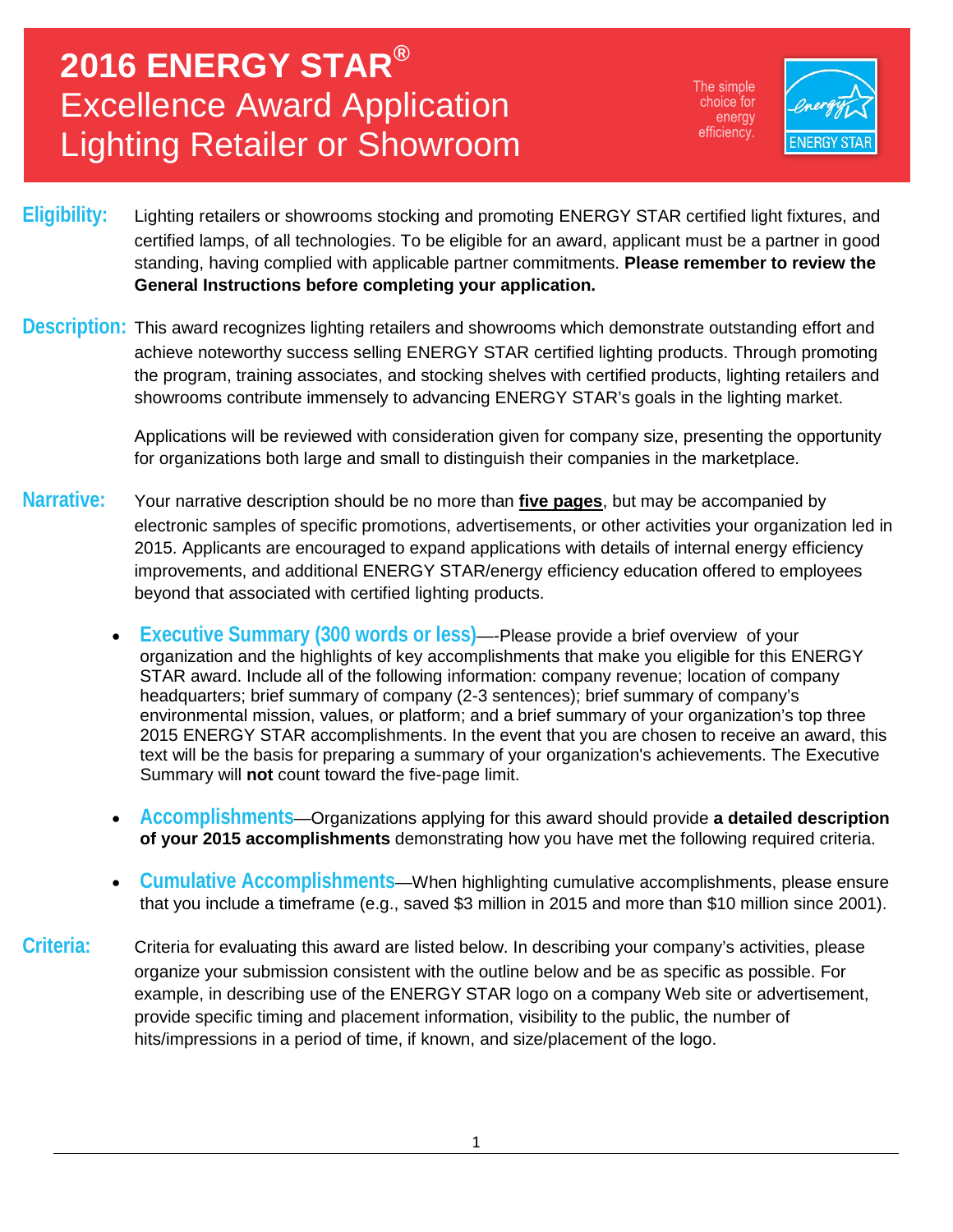# 2016 ENERGY STAR®
# Excellence Award Application
# Lighting Retailer or Showroom

The simple choice for energy efficiency.

ENERGY STAR

**Eligibility:** Lighting retailers or showrooms stocking and promoting ENERGY STAR certified light fixtures, and certified lamps, of all technologies. To be eligible for an award, applicant must be a partner in good standing, having complied with applicable partner commitments. **Please remember to review the General Instructions before completing your application.**

**Description:** This award recognizes lighting retailers and showrooms which demonstrate outstanding effort and achieve noteworthy success selling ENERGY STAR certified lighting products. Through promoting the program, training associates, and stocking shelves with certified products, lighting retailers and showrooms contribute immensely to advancing ENERGY STAR's goals in the lighting market.

Applications will be reviewed with consideration given for company size, presenting the opportunity for organizations both large and small to distinguish their companies in the marketplace.

**Narrative:** Your narrative description should be no more than **five pages**, but may be accompanied by electronic samples of specific promotions, advertisements, or other activities your organization led in 2015. Applicants are encouraged to expand applications with details of internal energy efficiency improvements, and additional ENERGY STAR/energy efficiency education offered to employees beyond that associated with certified lighting products.

- **Executive Summary (300 words or less)**—-Please provide a brief overview of your organization and the highlights of key accomplishments that make you eligible for this ENERGY STAR award. Include all of the following information: company revenue; location of company headquarters; brief summary of company (2-3 sentences); brief summary of company's environmental mission, values, or platform; and a brief summary of your organization's top three 2015 ENERGY STAR accomplishments. In the event that you are chosen to receive an award, this text will be the basis for preparing a summary of your organization's achievements. The Executive Summary will **not** count toward the five-page limit.

- **Accomplishments**—Organizations applying for this award should provide **a detailed description of your 2015 accomplishments** demonstrating how you have met the following required criteria.

- **Cumulative Accomplishments**—When highlighting cumulative accomplishments, please ensure that you include a timeframe (e.g., saved $3 million in 2015 and more than $10 million since 2001).

**Criteria:** Criteria for evaluating this award are listed below. In describing your company's activities, please organize your submission consistent with the outline below and be as specific as possible. For example, in describing use of the ENERGY STAR logo on a company Web site or advertisement, provide specific timing and placement information, visibility to the public, the number of hits/impressions in a period of time, if known, and size/placement of the logo.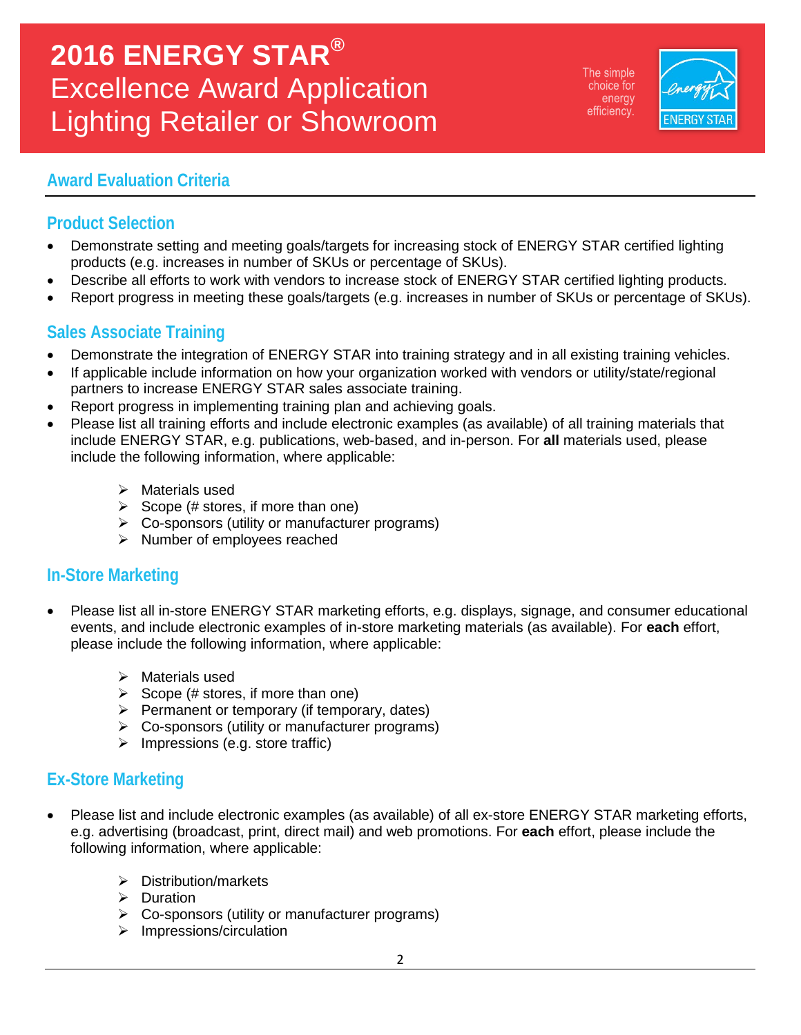# 2016 ENERGY STAR®
## Excellence Award Application
## Lighting Retailer or Showroom

The simple choice for energy efficiency.

## Award Evaluation Criteria

### Product Selection

- Demonstrate setting and meeting goals/targets for increasing stock of ENERGY STAR certified lighting products (e.g. increases in number of SKUs or percentage of SKUs).
- Describe all efforts to work with vendors to increase stock of ENERGY STAR certified lighting products.
- Report progress in meeting these goals/targets (e.g. increases in number of SKUs or percentage of SKUs).

### Sales Associate Training

- Demonstrate the integration of ENERGY STAR into training strategy and in all existing training vehicles.
- If applicable include information on how your organization worked with vendors or utility/state/regional partners to increase ENERGY STAR sales associate training.
- Report progress in implementing training plan and achieving goals.
- Please list all training efforts and include electronic examples (as available) of all training materials that include ENERGY STAR, e.g. publications, web-based, and in-person. For **all** materials used, please include the following information, where applicable:
  - Materials used
  - Scope (# stores, if more than one)
  - Co-sponsors (utility or manufacturer programs)
  - Number of employees reached

### In-Store Marketing

- Please list all in-store ENERGY STAR marketing efforts, e.g. displays, signage, and consumer educational events, and include electronic examples of in-store marketing materials (as available). For **each** effort, please include the following information, where applicable:
  - Materials used
  - Scope (# stores, if more than one)
  - Permanent or temporary (if temporary, dates)
  - Co-sponsors (utility or manufacturer programs)
  - Impressions (e.g. store traffic)

### Ex-Store Marketing

- Please list and include electronic examples (as available) of all ex-store ENERGY STAR marketing efforts, e.g. advertising (broadcast, print, direct mail) and web promotions. For **each** effort, please include the following information, where applicable:
  - Distribution/markets
  - Duration
  - Co-sponsors (utility or manufacturer programs)
  - Impressions/circulation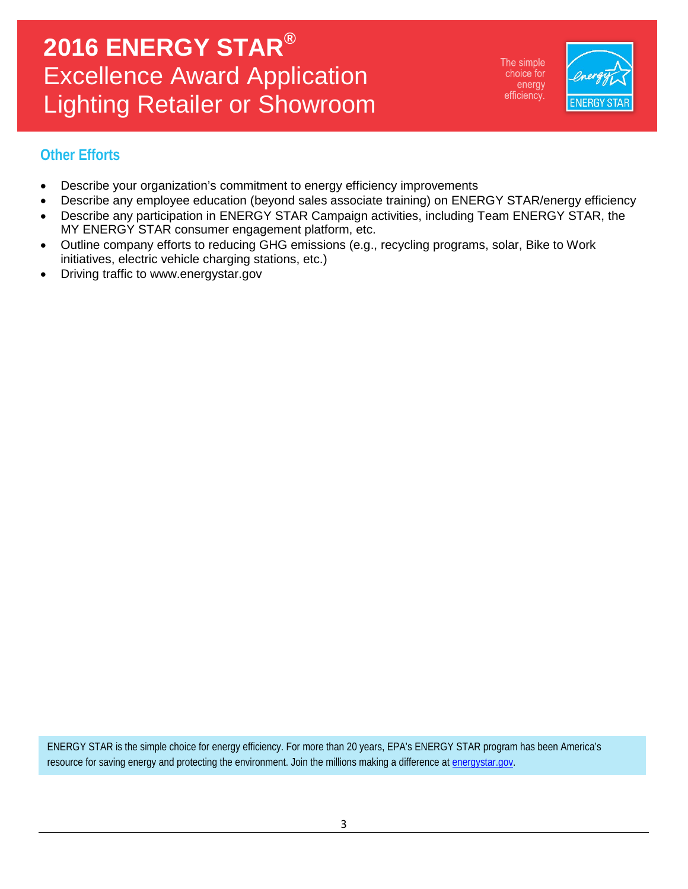# 2016 ENERGY STAR®
# Excellence Award Application
# Lighting Retailer or Showroom

The simple choice for energy efficiency.

## Other Efforts

- Describe your organization's commitment to energy efficiency improvements
- Describe any employee education (beyond sales associate training) on ENERGY STAR/energy efficiency
- Describe any participation in ENERGY STAR Campaign activities, including Team ENERGY STAR, the MY ENERGY STAR consumer engagement platform, etc.
- Outline company efforts to reducing GHG emissions (e.g., recycling programs, solar, Bike to Work initiatives, electric vehicle charging stations, etc.)
- Driving traffic to www.energystar.gov

ENERGY STAR is the simple choice for energy efficiency. For more than 20 years, EPA's ENERGY STAR program has been America's resource for saving energy and protecting the environment. Join the millions making a difference at energystar.gov.